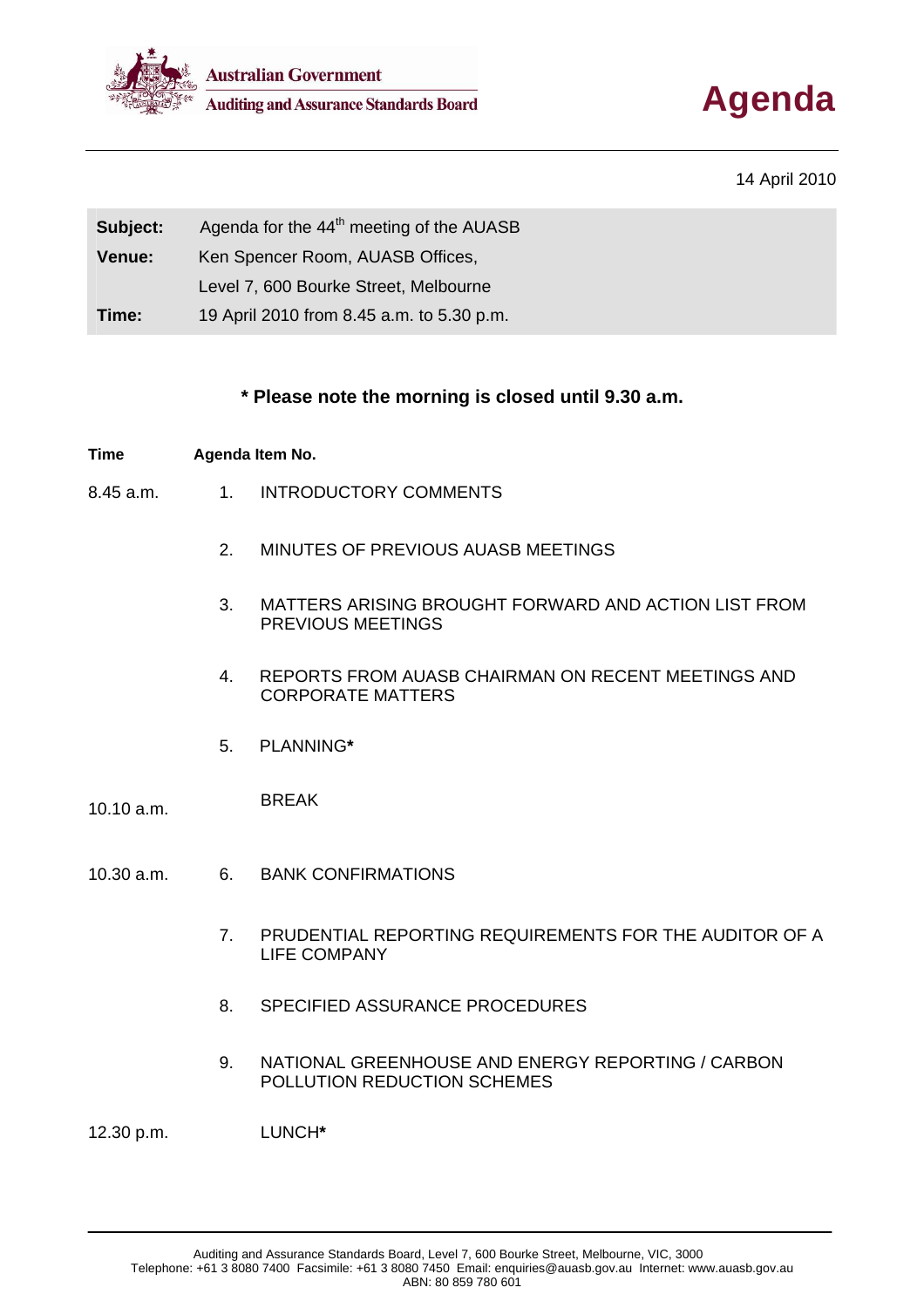Australian Government
Auditing and Assurance Standards Board

# Agenda

14 April 2010

| | |
|---|---|
| **Subject:** | Agenda for the 44th meeting of the AUASB |
| **Venue:** | Ken Spencer Room, AUASB Offices, Level 7, 600 Bourke Street, Melbourne |
| **Time:** | 19 April 2010 from 8.45 a.m. to 5.30 p.m. |

**\* Please note the morning is closed until 9.30 a.m.**

| Time | Agenda Item No. | |
|---|---|---|
| 8.45 a.m. | 1. | INTRODUCTORY COMMENTS |
| | 2. | MINUTES OF PREVIOUS AUASB MEETINGS |
| | 3. | MATTERS ARISING BROUGHT FORWARD AND ACTION LIST FROM PREVIOUS MEETINGS |
| | 4. | REPORTS FROM AUASB CHAIRMAN ON RECENT MEETINGS AND CORPORATE MATTERS |
| | 5. | PLANNING**\*** |
| 10.10 a.m. | | BREAK |
| 10.30 a.m. | 6. | BANK CONFIRMATIONS |
| | 7. | PRUDENTIAL REPORTING REQUIREMENTS FOR THE AUDITOR OF A LIFE COMPANY |
| | 8. | SPECIFIED ASSURANCE PROCEDURES |
| | 9. | NATIONAL GREENHOUSE AND ENERGY REPORTING / CARBON POLLUTION REDUCTION SCHEMES |
| 12.30 p.m. | | LUNCH**\*** |

Auditing and Assurance Standards Board, Level 7, 600 Bourke Street, Melbourne, VIC, 3000
Telephone: +61 3 8080 7400 Facsimile: +61 3 8080 7450 Email: enquiries@auasb.gov.au Internet: www.auasb.gov.au
ABN: 80 859 780 601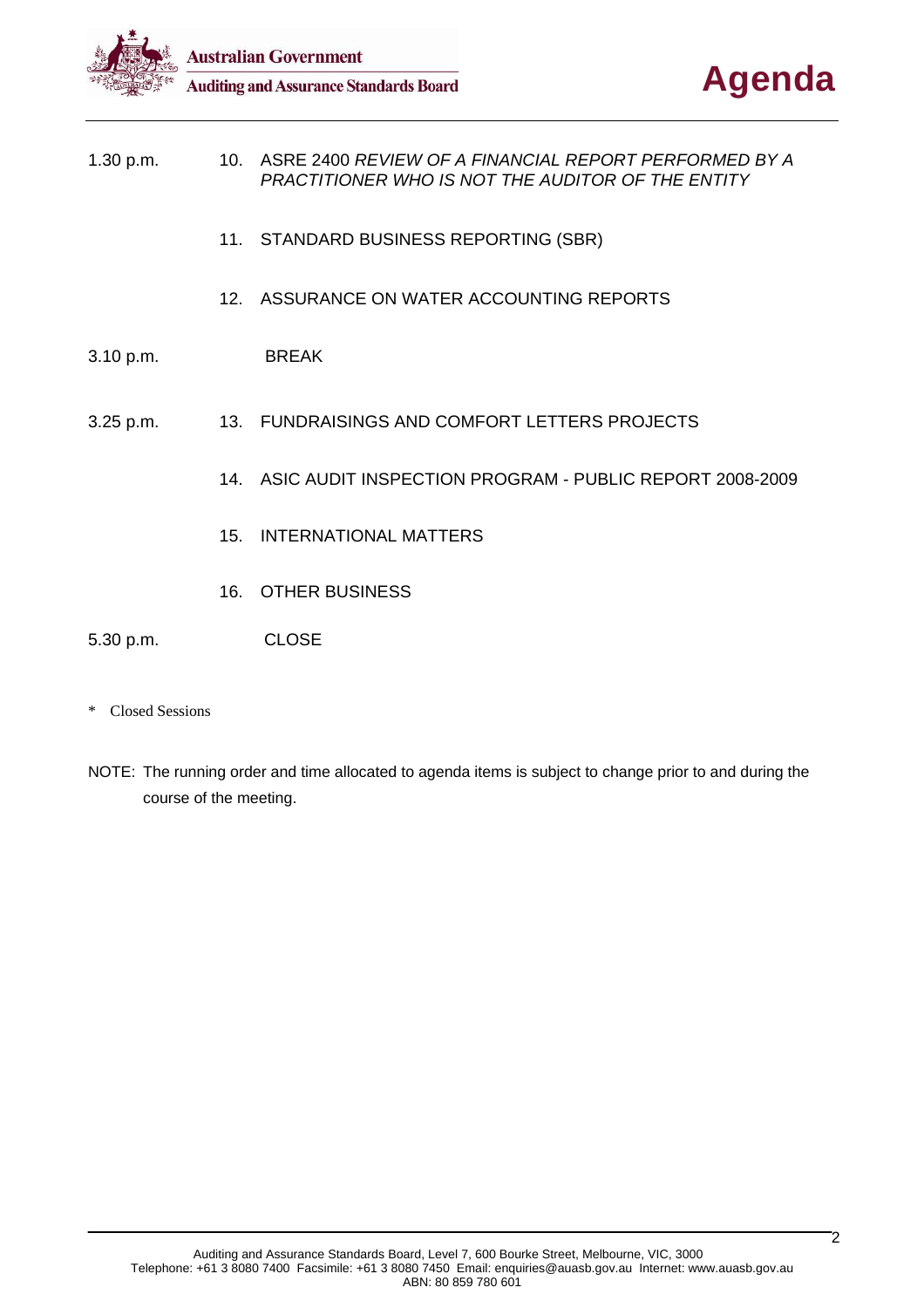# Agenda

| | | |
|---|---|---|
| 1.30 p.m. | 10. | ASRE 2400 *REVIEW OF A FINANCIAL REPORT PERFORMED BY A PRACTITIONER WHO IS NOT THE AUDITOR OF THE ENTITY* |
| | 11. | STANDARD BUSINESS REPORTING (SBR) |
| | 12. | ASSURANCE ON WATER ACCOUNTING REPORTS |
| 3.10 p.m. | | BREAK |
| 3.25 p.m. | 13. | FUNDRAISINGS AND COMFORT LETTERS PROJECTS |
| | 14. | ASIC AUDIT INSPECTION PROGRAM - PUBLIC REPORT 2008-2009 |
| | 15. | INTERNATIONAL MATTERS |
| | 16. | OTHER BUSINESS |
| 5.30 p.m. | | CLOSE |

\* Closed Sessions

NOTE: The running order and time allocated to agenda items is subject to change prior to and during the course of the meeting.

Auditing and Assurance Standards Board, Level 7, 600 Bourke Street, Melbourne, VIC, 3000
Telephone: +61 3 8080 7400 Facsimile: +61 3 8080 7450 Email: enquiries@auasb.gov.au Internet: www.auasb.gov.au
ABN: 80 859 780 601